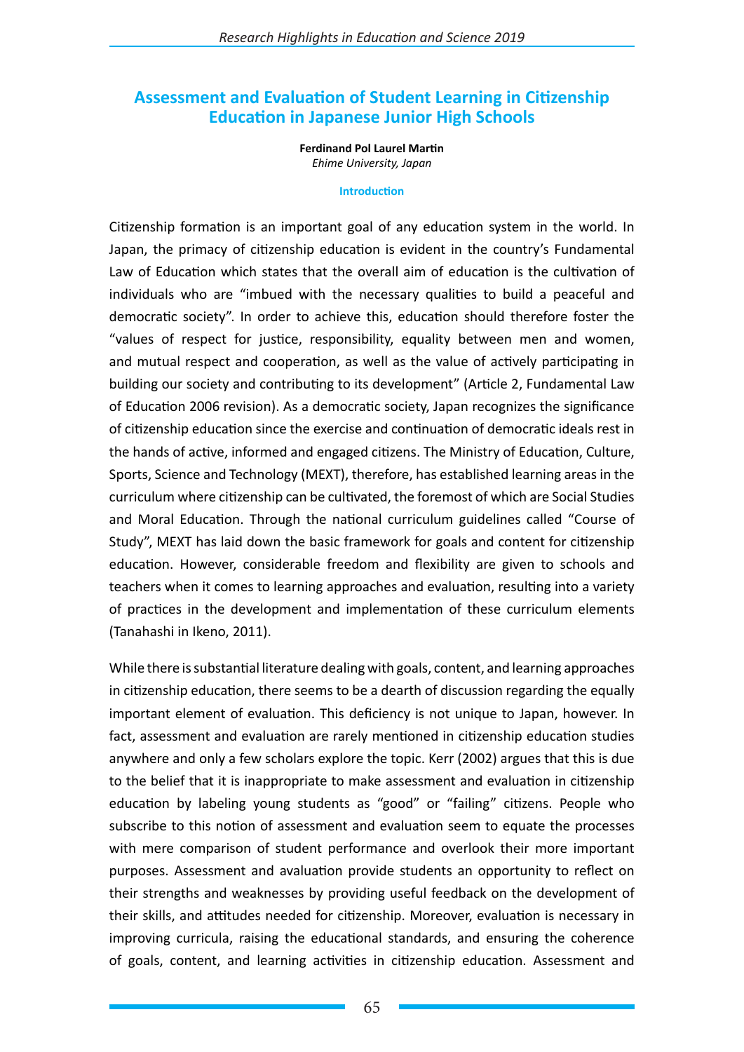# Assessment and Evaluation of Student Learning in Citizenship Education in Japanese Junior High Schools

**Ferdinand Pol Laurel Martin**
*Ehime University, Japan*

## Introduction

Citizenship formation is an important goal of any education system in the world. In Japan, the primacy of citizenship education is evident in the country's Fundamental Law of Education which states that the overall aim of education is the cultivation of individuals who are "imbued with the necessary qualities to build a peaceful and democratic society". In order to achieve this, education should therefore foster the "values of respect for justice, responsibility, equality between men and women, and mutual respect and cooperation, as well as the value of actively participating in building our society and contributing to its development" (Article 2, Fundamental Law of Education 2006 revision). As a democratic society, Japan recognizes the significance of citizenship education since the exercise and continuation of democratic ideals rest in the hands of active, informed and engaged citizens. The Ministry of Education, Culture, Sports, Science and Technology (MEXT), therefore, has established learning areas in the curriculum where citizenship can be cultivated, the foremost of which are Social Studies and Moral Education. Through the national curriculum guidelines called "Course of Study", MEXT has laid down the basic framework for goals and content for citizenship education. However, considerable freedom and flexibility are given to schools and teachers when it comes to learning approaches and evaluation, resulting into a variety of practices in the development and implementation of these curriculum elements (Tanahashi in Ikeno, 2011).

While there is substantial literature dealing with goals, content, and learning approaches in citizenship education, there seems to be a dearth of discussion regarding the equally important element of evaluation. This deficiency is not unique to Japan, however. In fact, assessment and evaluation are rarely mentioned in citizenship education studies anywhere and only a few scholars explore the topic. Kerr (2002) argues that this is due to the belief that it is inappropriate to make assessment and evaluation in citizenship education by labeling young students as "good" or "failing" citizens. People who subscribe to this notion of assessment and evaluation seem to equate the processes with mere comparison of student performance and overlook their more important purposes. Assessment and avaluation provide students an opportunity to reflect on their strengths and weaknesses by providing useful feedback on the development of their skills, and attitudes needed for citizenship. Moreover, evaluation is necessary in improving curricula, raising the educational standards, and ensuring the coherence of goals, content, and learning activities in citizenship education. Assessment and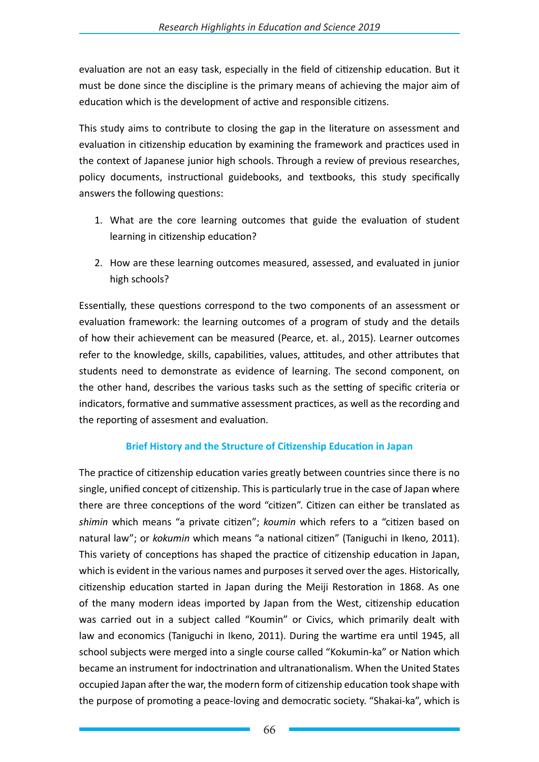evaluation are not an easy task, especially in the field of citizenship education. But it must be done since the discipline is the primary means of achieving the major aim of education which is the development of active and responsible citizens.

This study aims to contribute to closing the gap in the literature on assessment and evaluation in citizenship education by examining the framework and practices used in the context of Japanese junior high schools. Through a review of previous researches, policy documents, instructional guidebooks, and textbooks, this study specifically answers the following questions:

1. What are the core learning outcomes that guide the evaluation of student learning in citizenship education?
2. How are these learning outcomes measured, assessed, and evaluated in junior high schools?

Essentially, these questions correspond to the two components of an assessment or evaluation framework: the learning outcomes of a program of study and the details of how their achievement can be measured (Pearce, et. al., 2015). Learner outcomes refer to the knowledge, skills, capabilities, values, attitudes, and other attributes that students need to demonstrate as evidence of learning. The second component, on the other hand, describes the various tasks such as the setting of specific criteria or indicators, formative and summative assessment practices, as well as the recording and the reporting of assesment and evaluation.

## Brief History and the Structure of Citizenship Education in Japan

The practice of citizenship education varies greatly between countries since there is no single, unified concept of citizenship. This is particularly true in the case of Japan where there are three conceptions of the word "citizen". Citizen can either be translated as *shimin* which means "a private citizen"; *koumin* which refers to a "citizen based on natural law"; or *kokumin* which means "a national citizen" (Taniguchi in Ikeno, 2011). This variety of conceptions has shaped the practice of citizenship education in Japan, which is evident in the various names and purposes it served over the ages. Historically, citizenship education started in Japan during the Meiji Restoration in 1868. As one of the many modern ideas imported by Japan from the West, citizenship education was carried out in a subject called "Koumin" or Civics, which primarily dealt with law and economics (Taniguchi in Ikeno, 2011). During the wartime era until 1945, all school subjects were merged into a single course called "Kokumin-ka" or Nation which became an instrument for indoctrination and ultranationalism. When the United States occupied Japan after the war, the modern form of citizenship education took shape with the purpose of promoting a peace-loving and democratic society. "Shakai-ka", which is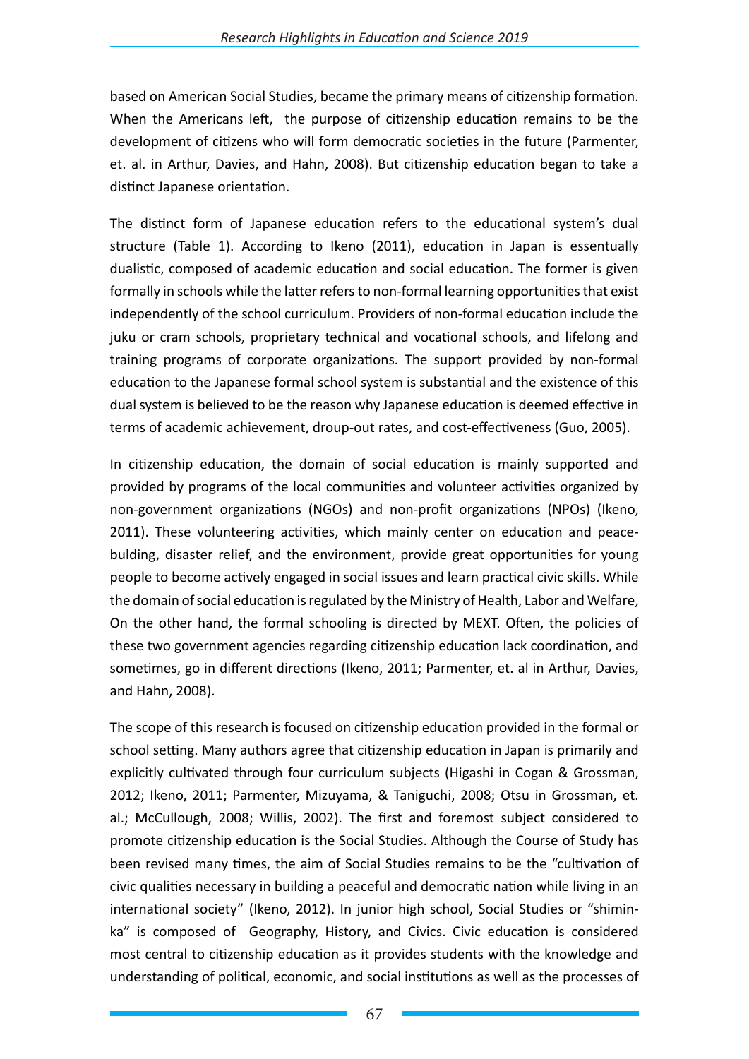based on American Social Studies, became the primary means of citizenship formation. When the Americans left, the purpose of citizenship education remains to be the development of citizens who will form democratic societies in the future (Parmenter, et. al. in Arthur, Davies, and Hahn, 2008). But citizenship education began to take a distinct Japanese orientation.

The distinct form of Japanese education refers to the educational system's dual structure (Table 1). According to Ikeno (2011), education in Japan is essentually dualistic, composed of academic education and social education. The former is given formally in schools while the latter refers to non-formal learning opportunities that exist independently of the school curriculum. Providers of non-formal education include the juku or cram schools, proprietary technical and vocational schools, and lifelong and training programs of corporate organizations. The support provided by non-formal education to the Japanese formal school system is substantial and the existence of this dual system is believed to be the reason why Japanese education is deemed effective in terms of academic achievement, droup-out rates, and cost-effectiveness (Guo, 2005).

In citizenship education, the domain of social education is mainly supported and provided by programs of the local communities and volunteer activities organized by non-government organizations (NGOs) and non-profit organizations (NPOs) (Ikeno, 2011). These volunteering activities, which mainly center on education and peace-bulding, disaster relief, and the environment, provide great opportunities for young people to become actively engaged in social issues and learn practical civic skills. While the domain of social education is regulated by the Ministry of Health, Labor and Welfare, On the other hand, the formal schooling is directed by MEXT. Often, the policies of these two government agencies regarding citizenship education lack coordination, and sometimes, go in different directions (Ikeno, 2011; Parmenter, et. al in Arthur, Davies, and Hahn, 2008).

The scope of this research is focused on citizenship education provided in the formal or school setting. Many authors agree that citizenship education in Japan is primarily and explicitly cultivated through four curriculum subjects (Higashi in Cogan & Grossman, 2012; Ikeno, 2011; Parmenter, Mizuyama, & Taniguchi, 2008; Otsu in Grossman, et. al.; McCullough, 2008; Willis, 2002). The first and foremost subject considered to promote citizenship education is the Social Studies. Although the Course of Study has been revised many times, the aim of Social Studies remains to be the "cultivation of civic qualities necessary in building a peaceful and democratic nation while living in an international society" (Ikeno, 2012). In junior high school, Social Studies or "shimin-ka" is composed of Geography, History, and Civics. Civic education is considered most central to citizenship education as it provides students with the knowledge and understanding of political, economic, and social institutions as well as the processes of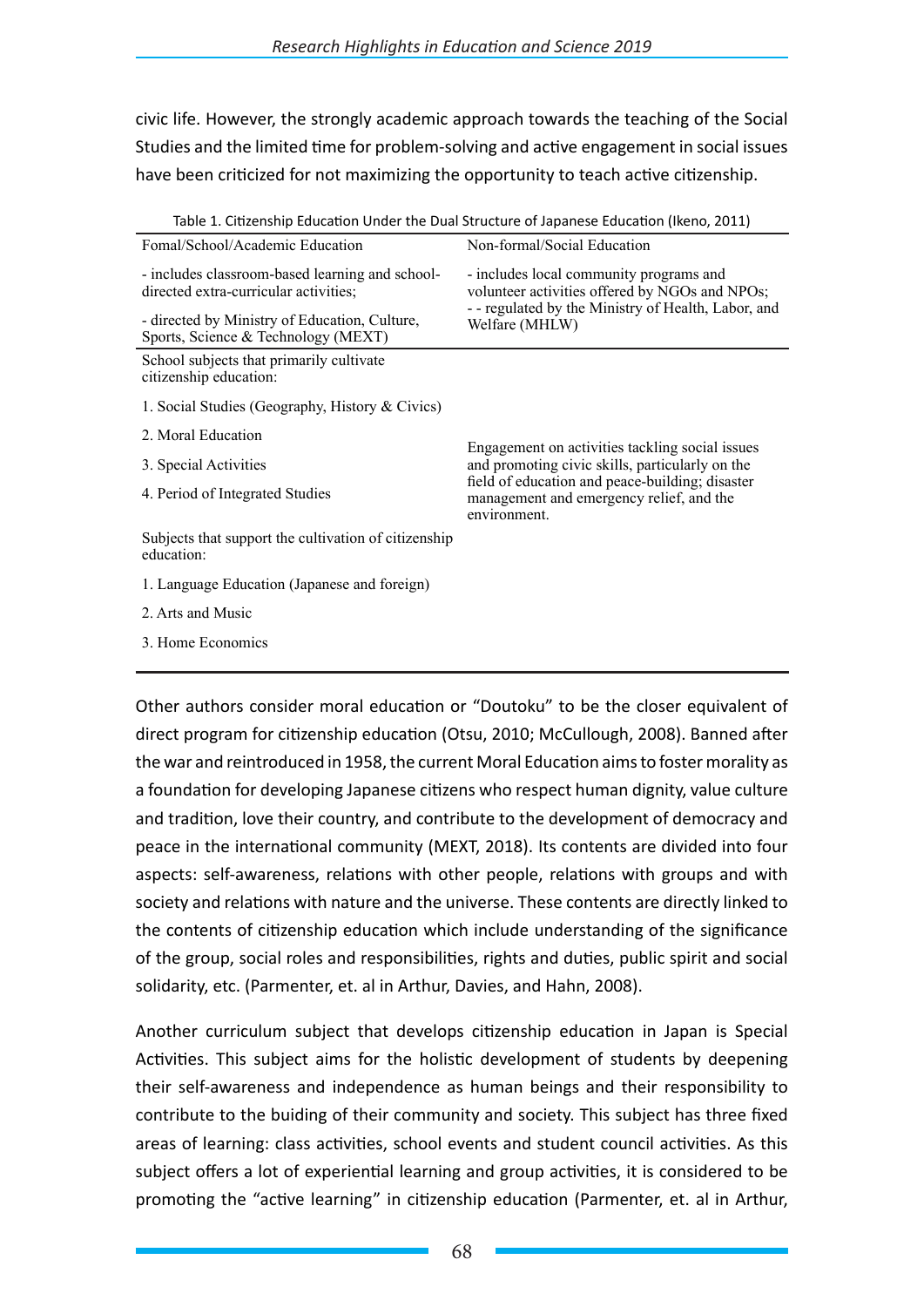civic life. However, the strongly academic approach towards the teaching of the Social Studies and the limited time for problem-solving and active engagement in social issues have been criticized for not maximizing the opportunity to teach active citizenship.

Table 1. Citizenship Education Under the Dual Structure of Japanese Education (Ikeno, 2011)

| Fomal/School/Academic Education | Non-formal/Social Education |
|---|---|
| - includes classroom-based learning and school-directed extra-curricular activities;<br>- directed by Ministry of Education, Culture, Sports, Science & Technology (MEXT) | - includes local community programs and volunteer activities offered by NGOs and NPOs;<br>- - regulated by the Ministry of Health, Labor, and Welfare (MHLW) |
| School subjects that primarily cultivate citizenship education:<br>1. Social Studies (Geography, History & Civics)<br>2. Moral Education<br>3. Special Activities<br>4. Period of Integrated Studies<br>Subjects that support the cultivation of citizenship education:<br>1. Language Education (Japanese and foreign)<br>2. Arts and Music<br>3. Home Economics | Engagement on activities tackling social issues and promoting civic skills, particularly on the field of education and peace-building; disaster management and emergency relief, and the environment. |

Other authors consider moral education or "Doutoku" to be the closer equivalent of direct program for citizenship education (Otsu, 2010; McCullough, 2008). Banned after the war and reintroduced in 1958, the current Moral Education aims to foster morality as a foundation for developing Japanese citizens who respect human dignity, value culture and tradition, love their country, and contribute to the development of democracy and peace in the international community (MEXT, 2018). Its contents are divided into four aspects: self-awareness, relations with other people, relations with groups and with society and relations with nature and the universe. These contents are directly linked to the contents of citizenship education which include understanding of the significance of the group, social roles and responsibilities, rights and duties, public spirit and social solidarity, etc. (Parmenter, et. al in Arthur, Davies, and Hahn, 2008).

Another curriculum subject that develops citizenship education in Japan is Special Activities. This subject aims for the holistic development of students by deepening their self-awareness and independence as human beings and their responsibility to contribute to the buiding of their community and society. This subject has three fixed areas of learning: class activities, school events and student council activities. As this subject offers a lot of experiential learning and group activities, it is considered to be promoting the "active learning" in citizenship education (Parmenter, et. al in Arthur,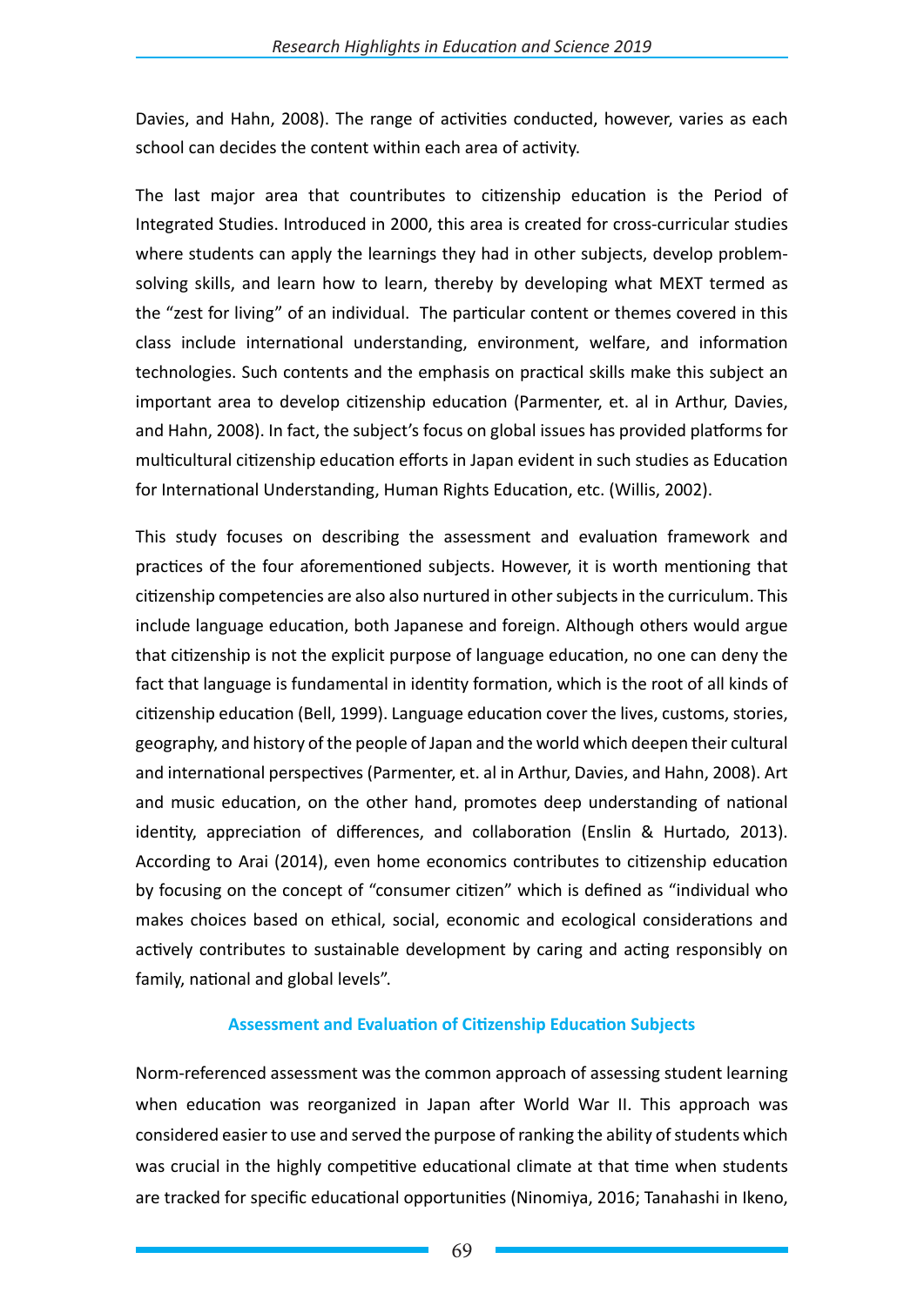Davies, and Hahn, 2008). The range of activities conducted, however, varies as each school can decides the content within each area of activity.

The last major area that countributes to citizenship education is the Period of Integrated Studies. Introduced in 2000, this area is created for cross-curricular studies where students can apply the learnings they had in other subjects, develop problem-solving skills, and learn how to learn, thereby by developing what MEXT termed as the "zest for living" of an individual. The particular content or themes covered in this class include international understanding, environment, welfare, and information technologies. Such contents and the emphasis on practical skills make this subject an important area to develop citizenship education (Parmenter, et. al in Arthur, Davies, and Hahn, 2008). In fact, the subject's focus on global issues has provided platforms for multicultural citizenship education efforts in Japan evident in such studies as Education for International Understanding, Human Rights Education, etc. (Willis, 2002).

This study focuses on describing the assessment and evaluation framework and practices of the four aforementioned subjects. However, it is worth mentioning that citizenship competencies are also also nurtured in other subjects in the curriculum. This include language education, both Japanese and foreign. Although others would argue that citizenship is not the explicit purpose of language education, no one can deny the fact that language is fundamental in identity formation, which is the root of all kinds of citizenship education (Bell, 1999). Language education cover the lives, customs, stories, geography, and history of the people of Japan and the world which deepen their cultural and international perspectives (Parmenter, et. al in Arthur, Davies, and Hahn, 2008). Art and music education, on the other hand, promotes deep understanding of national identity, appreciation of differences, and collaboration (Enslin & Hurtado, 2013). According to Arai (2014), even home economics contributes to citizenship education by focusing on the concept of "consumer citizen" which is defined as "individual who makes choices based on ethical, social, economic and ecological considerations and actively contributes to sustainable development by caring and acting responsibly on family, national and global levels".

### Assessment and Evaluation of Citizenship Education Subjects

Norm-referenced assessment was the common approach of assessing student learning when education was reorganized in Japan after World War II. This approach was considered easier to use and served the purpose of ranking the ability of students which was crucial in the highly competitive educational climate at that time when students are tracked for specific educational opportunities (Ninomiya, 2016; Tanahashi in Ikeno,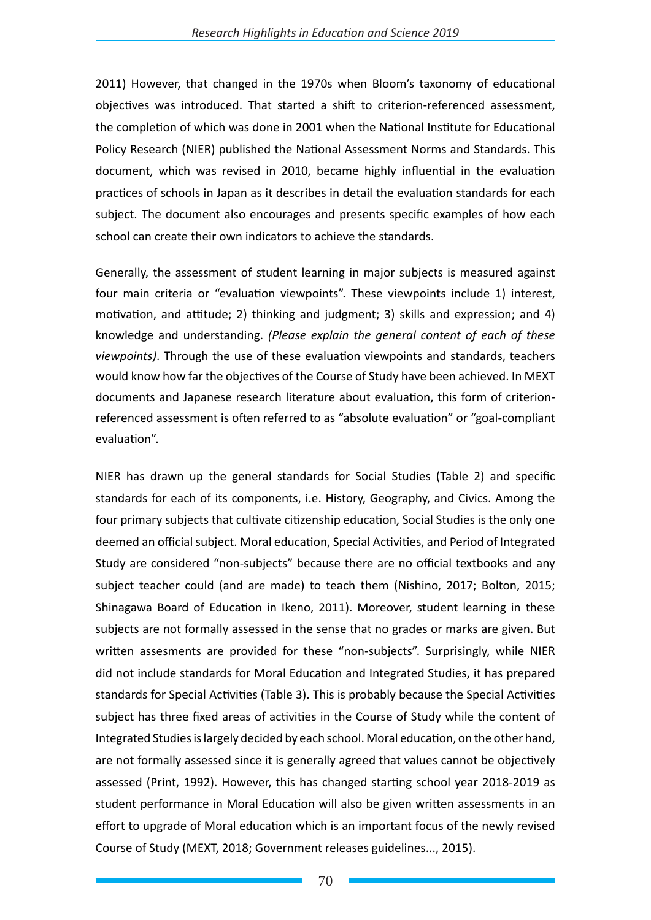2011) However, that changed in the 1970s when Bloom's taxonomy of educational objectives was introduced. That started a shift to criterion-referenced assessment, the completion of which was done in 2001 when the National Institute for Educational Policy Research (NIER) published the National Assessment Norms and Standards. This document, which was revised in 2010, became highly influential in the evaluation practices of schools in Japan as it describes in detail the evaluation standards for each subject. The document also encourages and presents specific examples of how each school can create their own indicators to achieve the standards.

Generally, the assessment of student learning in major subjects is measured against four main criteria or "evaluation viewpoints". These viewpoints include 1) interest, motivation, and attitude; 2) thinking and judgment; 3) skills and expression; and 4) knowledge and understanding. *(Please explain the general content of each of these viewpoints)*. Through the use of these evaluation viewpoints and standards, teachers would know how far the objectives of the Course of Study have been achieved. In MEXT documents and Japanese research literature about evaluation, this form of criterion-referenced assessment is often referred to as "absolute evaluation" or "goal-compliant evaluation".

NIER has drawn up the general standards for Social Studies (Table 2) and specific standards for each of its components, i.e. History, Geography, and Civics. Among the four primary subjects that cultivate citizenship education, Social Studies is the only one deemed an official subject. Moral education, Special Activities, and Period of Integrated Study are considered "non-subjects" because there are no official textbooks and any subject teacher could (and are made) to teach them (Nishino, 2017; Bolton, 2015; Shinagawa Board of Education in Ikeno, 2011). Moreover, student learning in these subjects are not formally assessed in the sense that no grades or marks are given. But written assesments are provided for these "non-subjects". Surprisingly, while NIER did not include standards for Moral Education and Integrated Studies, it has prepared standards for Special Activities (Table 3). This is probably because the Special Activities subject has three fixed areas of activities in the Course of Study while the content of Integrated Studies is largely decided by each school. Moral education, on the other hand, are not formally assessed since it is generally agreed that values cannot be objectively assessed (Print, 1992). However, this has changed starting school year 2018-2019 as student performance in Moral Education will also be given written assessments in an effort to upgrade of Moral education which is an important focus of the newly revised Course of Study (MEXT, 2018; Government releases guidelines..., 2015).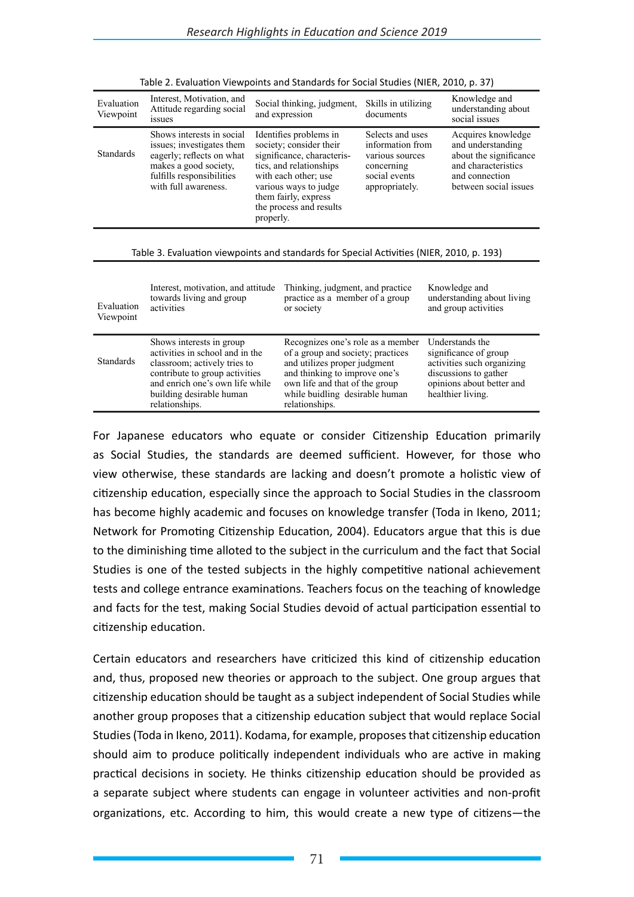Table 2. Evaluation Viewpoints and Standards for Social Studies (NIER, 2010, p. 37)

| Evaluation Viewpoint | Interest, Motivation, and Attitude regarding social issues | Social thinking, judgment, and expression | Skills in utilizing documents | Knowledge and understanding about social issues |
|---|---|---|---|---|
| Standards | Shows interests in social issues; investigates them eagerly; reflects on what makes a good society, fulfills responsibilities with full awareness. | Identifies problems in society; consider their significance, characteristics, and relationships with each other; use various ways to judge them fairly, express the process and results properly. | Selects and uses information from various sources concerning social events appropriately. | Acquires knowledge and understanding about the significance and characteristics and connection between social issues |

Table 3. Evaluation viewpoints and standards for Special Activities (NIER, 2010, p. 193)

| Evaluation Viewpoint | Interest, motivation, and attitude towards living and group activities | Thinking, judgment, and practice practice as a member of a group or society | Knowledge and understanding about living and group activities |
|---|---|---|---|
| Standards | Shows interests in group activities in school and in the classroom; actively tries to contribute to group activities and enrich one's own life while building desirable human relationships. | Recognizes one's role as a member of a group and society; practices and utilizes proper judgment and thinking to improve one's own life and that of the group while buidling desirable human relationships. | Understands the significance of group activities such organizing discussions to gather opinions about better and healthier living. |

For Japanese educators who equate or consider Citizenship Education primarily as Social Studies, the standards are deemed sufficient. However, for those who view otherwise, these standards are lacking and doesn't promote a holistic view of citizenship education, especially since the approach to Social Studies in the classroom has become highly academic and focuses on knowledge transfer (Toda in Ikeno, 2011; Network for Promoting Citizenship Education, 2004). Educators argue that this is due to the diminishing time alloted to the subject in the curriculum and the fact that Social Studies is one of the tested subjects in the highly competitive national achievement tests and college entrance examinations. Teachers focus on the teaching of knowledge and facts for the test, making Social Studies devoid of actual participation essential to citizenship education.

Certain educators and researchers have criticized this kind of citizenship education and, thus, proposed new theories or approach to the subject. One group argues that citizenship education should be taught as a subject independent of Social Studies while another group proposes that a citizenship education subject that would replace Social Studies (Toda in Ikeno, 2011). Kodama, for example, proposes that citizenship education should aim to produce politically independent individuals who are active in making practical decisions in society. He thinks citizenship education should be provided as a separate subject where students can engage in volunteer activities and non-profit organizations, etc. According to him, this would create a new type of citizens—the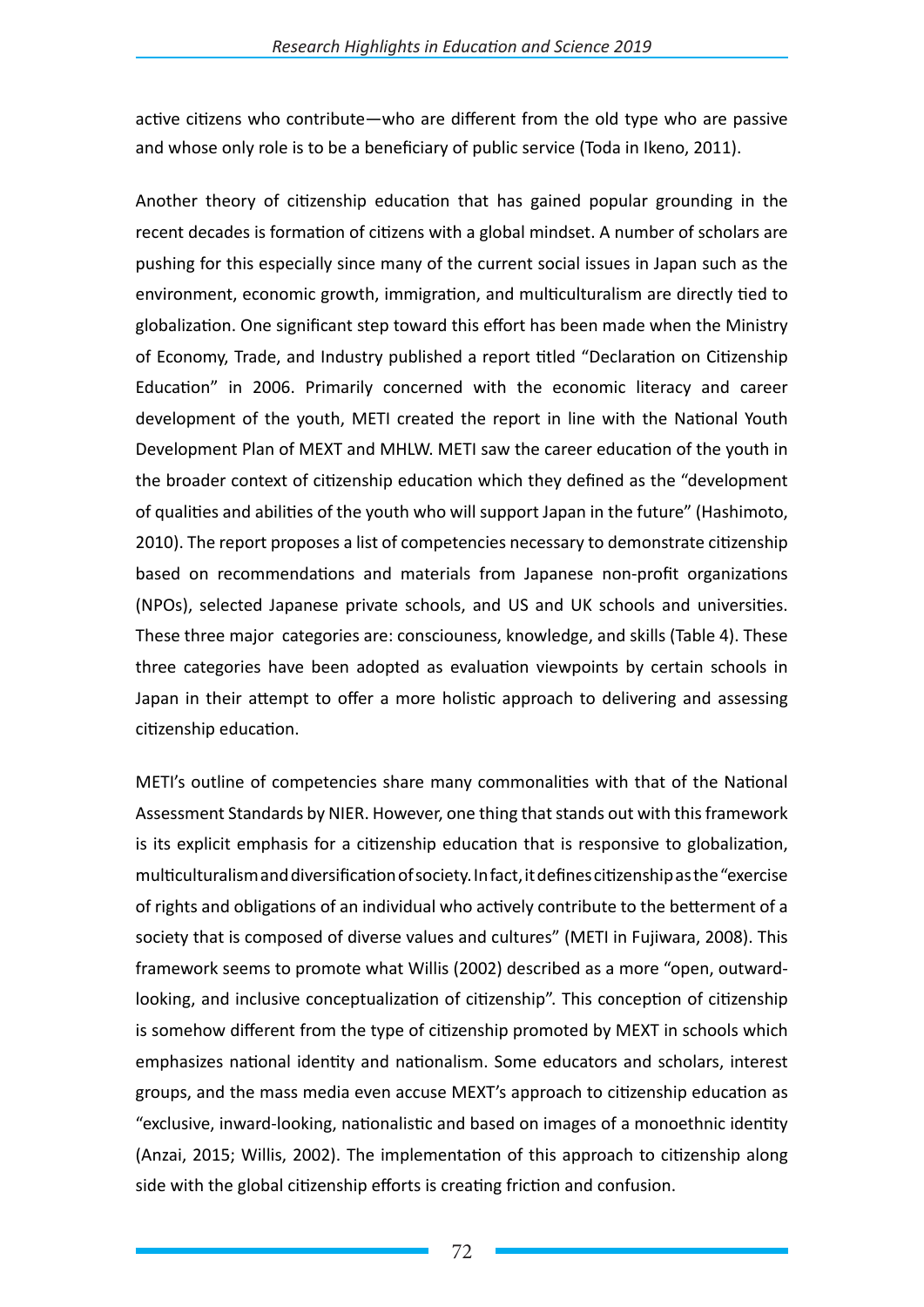active citizens who contribute—who are different from the old type who are passive and whose only role is to be a beneficiary of public service (Toda in Ikeno, 2011).

Another theory of citizenship education that has gained popular grounding in the recent decades is formation of citizens with a global mindset. A number of scholars are pushing for this especially since many of the current social issues in Japan such as the environment, economic growth, immigration, and multiculturalism are directly tied to globalization. One significant step toward this effort has been made when the Ministry of Economy, Trade, and Industry published a report titled "Declaration on Citizenship Education" in 2006. Primarily concerned with the economic literacy and career development of the youth, METI created the report in line with the National Youth Development Plan of MEXT and MHLW. METI saw the career education of the youth in the broader context of citizenship education which they defined as the "development of qualities and abilities of the youth who will support Japan in the future" (Hashimoto, 2010). The report proposes a list of competencies necessary to demonstrate citizenship based on recommendations and materials from Japanese non-profit organizations (NPOs), selected Japanese private schools, and US and UK schools and universities. These three major categories are: consciouness, knowledge, and skills (Table 4). These three categories have been adopted as evaluation viewpoints by certain schools in Japan in their attempt to offer a more holistic approach to delivering and assessing citizenship education.

METI's outline of competencies share many commonalities with that of the National Assessment Standards by NIER. However, one thing that stands out with this framework is its explicit emphasis for a citizenship education that is responsive to globalization, multiculturalism and diversification of society. In fact, it defines citizenship as the "exercise of rights and obligations of an individual who actively contribute to the betterment of a society that is composed of diverse values and cultures" (METI in Fujiwara, 2008). This framework seems to promote what Willis (2002) described as a more "open, outward-looking, and inclusive conceptualization of citizenship". This conception of citizenship is somehow different from the type of citizenship promoted by MEXT in schools which emphasizes national identity and nationalism. Some educators and scholars, interest groups, and the mass media even accuse MEXT's approach to citizenship education as "exclusive, inward-looking, nationalistic and based on images of a monoethnic identity (Anzai, 2015; Willis, 2002). The implementation of this approach to citizenship along side with the global citizenship efforts is creating friction and confusion.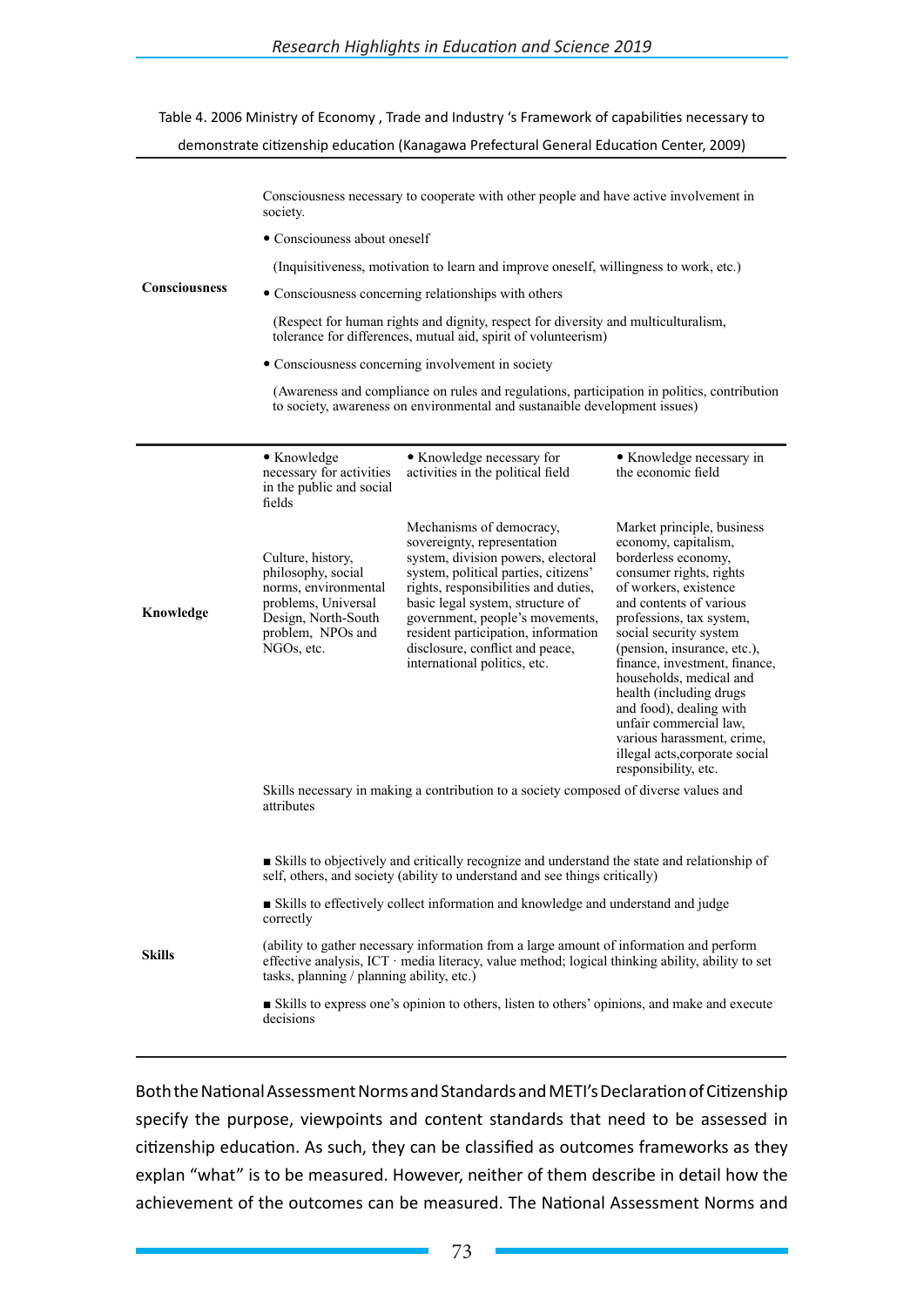Table 4. 2006 Ministry of Economy , Trade and Industry 's Framework of capabilities necessary to demonstrate citizenship education (Kanagawa Prefectural General Education Center, 2009)

| | | | |
|---|---|---|---|
| **Consciousness** | Consciousness necessary to cooperate with other people and have active involvement in society.<br>• Consciouness about oneself<br>(Inquisitiveness, motivation to learn and improve oneself, willingness to work, etc.)<br>• Consciousness concerning relationships with others<br>(Respect for human rights and dignity, respect for diversity and multiculturalism, tolerance for differences, mutual aid, spirit of volunteerism)<br>• Consciousness concerning involvement in society<br>(Awareness and compliance on rules and regulations, participation in politics, contribution to society, awareness on environmental and sustanaible development issues) | | |
| **Knowledge** | • Knowledge necessary for activities in the public and social fields | • Knowledge necessary for activities in the political field | • Knowledge necessary in the economic field |
| | Culture, history, philosophy, social norms, environmental problems, Universal Design, North-South problem, NPOs and NGOs, etc. | Mechanisms of democracy, sovereignty, representation system, division powers, electoral system, political parties, citizens' rights, responsibilities and duties, basic legal system, structure of government, people's movements, resident participation, information disclosure, conflict and peace, international politics, etc. | Market principle, business economy, capitalism, borderless economy, consumer rights, rights of workers, existence and contents of various professions, tax system, social security system (pension, insurance, etc.), finance, investment, finance, households, medical and health (including drugs and food), dealing with unfair commercial law, various harassment, crime, illegal acts,corporate social responsibility, etc. |
| **Skills** | Skills necessary in making a contribution to a society composed of diverse values and attributes<br>■ Skills to objectively and critically recognize and understand the state and relationship of self, others, and society (ability to understand and see things critically)<br>■ Skills to effectively collect information and knowledge and understand and judge correctly<br>(ability to gather necessary information from a large amount of information and perform effective analysis, ICT · media literacy, value method; logical thinking ability, ability to set tasks, planning / planning ability, etc.)<br>■ Skills to express one's opinion to others, listen to others' opinions, and make and execute decisions | | |

Both the National Assessment Norms and Standards and METI's Declaration of Citizenship specify the purpose, viewpoints and content standards that need to be assessed in citizenship education. As such, they can be classified as outcomes frameworks as they explan "what" is to be measured. However, neither of them describe in detail how the achievement of the outcomes can be measured. The National Assessment Norms and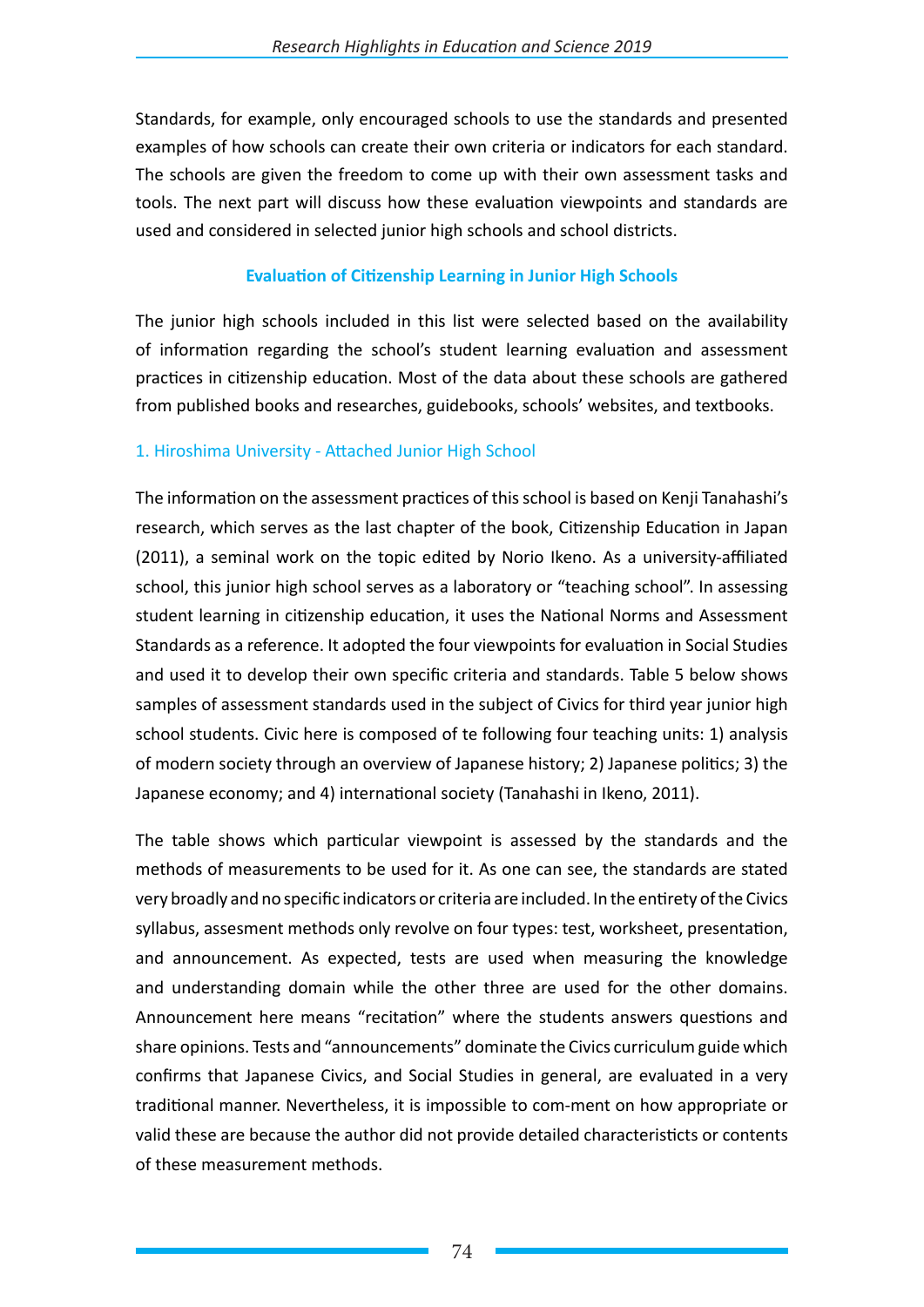Standards, for example, only encouraged schools to use the standards and presented examples of how schools can create their own criteria or indicators for each standard. The schools are given the freedom to come up with their own assessment tasks and tools. The next part will discuss how these evaluation viewpoints and standards are used and considered in selected junior high schools and school districts.

## Evaluation of Citizenship Learning in Junior High Schools

The junior high schools included in this list were selected based on the availability of information regarding the school's student learning evaluation and assessment practices in citizenship education. Most of the data about these schools are gathered from published books and researches, guidebooks, schools' websites, and textbooks.

### 1. Hiroshima University - Attached Junior High School

The information on the assessment practices of this school is based on Kenji Tanahashi's research, which serves as the last chapter of the book, Citizenship Education in Japan (2011), a seminal work on the topic edited by Norio Ikeno. As a university-affiliated school, this junior high school serves as a laboratory or "teaching school". In assessing student learning in citizenship education, it uses the National Norms and Assessment Standards as a reference. It adopted the four viewpoints for evaluation in Social Studies and used it to develop their own specific criteria and standards. Table 5 below shows samples of assessment standards used in the subject of Civics for third year junior high school students. Civic here is composed of te following four teaching units: 1) analysis of modern society through an overview of Japanese history; 2) Japanese politics; 3) the Japanese economy; and 4) international society (Tanahashi in Ikeno, 2011).

The table shows which particular viewpoint is assessed by the standards and the methods of measurements to be used for it. As one can see, the standards are stated very broadly and no specific indicators or criteria are included. In the entirety of the Civics syllabus, assesment methods only revolve on four types: test, worksheet, presentation, and announcement. As expected, tests are used when measuring the knowledge and understanding domain while the other three are used for the other domains. Announcement here means "recitation" where the students answers questions and share opinions. Tests and "announcements" dominate the Civics curriculum guide which confirms that Japanese Civics, and Social Studies in general, are evaluated in a very traditional manner. Nevertheless, it is impossible to com-ment on how appropriate or valid these are because the author did not provide detailed characteristics or contents of these measurement methods.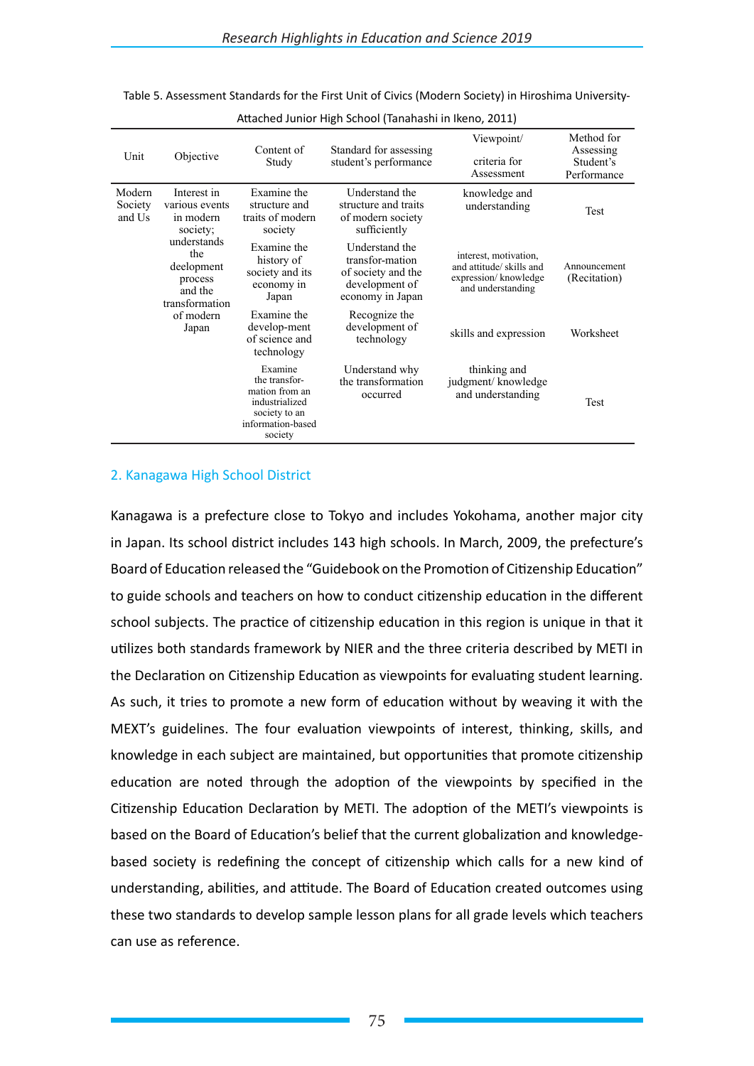Table 5. Assessment Standards for the First Unit of Civics (Modern Society) in Hiroshima University-Attached Junior High School (Tanahashi in Ikeno, 2011)

| Unit | Objective | Content of Study | Standard for assessing student's performance | Viewpoint/ criteria for Assessment | Method for Assessing Student's Performance |
|---|---|---|---|---|---|
| Modern Society and Us | Interest in various events in modern society; understands the deelopment process and the transformation of modern Japan | Examine the structure and traits of modern society | Understand the structure and traits of modern society sufficiently | knowledge and understanding | Test |
| | | Examine the history of society and its economy in Japan | Understand the transfor-mation of society and the development of economy in Japan | interest, motivation, and attitude/ skills and expression/ knowledge and understanding | Announcement (Recitation) |
| | | Examine the develop-ment of science and technology | Recognize the development of technology | skills and expression | Worksheet |
| | | Examine the transfor-mation from an industrialized society to an information-based society | Understand why the transformation occurred | thinking and judgment/ knowledge and understanding | Test |

## 2. Kanagawa High School District

Kanagawa is a prefecture close to Tokyo and includes Yokohama, another major city in Japan. Its school district includes 143 high schools. In March, 2009, the prefecture's Board of Education released the "Guidebook on the Promotion of Citizenship Education" to guide schools and teachers on how to conduct citizenship education in the different school subjects. The practice of citizenship education in this region is unique in that it utilizes both standards framework by NIER and the three criteria described by METI in the Declaration on Citizenship Education as viewpoints for evaluating student learning. As such, it tries to promote a new form of education without by weaving it with the MEXT's guidelines. The four evaluation viewpoints of interest, thinking, skills, and knowledge in each subject are maintained, but opportunities that promote citizenship education are noted through the adoption of the viewpoints by specified in the Citizenship Education Declaration by METI. The adoption of the METI's viewpoints is based on the Board of Education's belief that the current globalization and knowledge-based society is redefining the concept of citizenship which calls for a new kind of understanding, abilities, and attitude. The Board of Education created outcomes using these two standards to develop sample lesson plans for all grade levels which teachers can use as reference.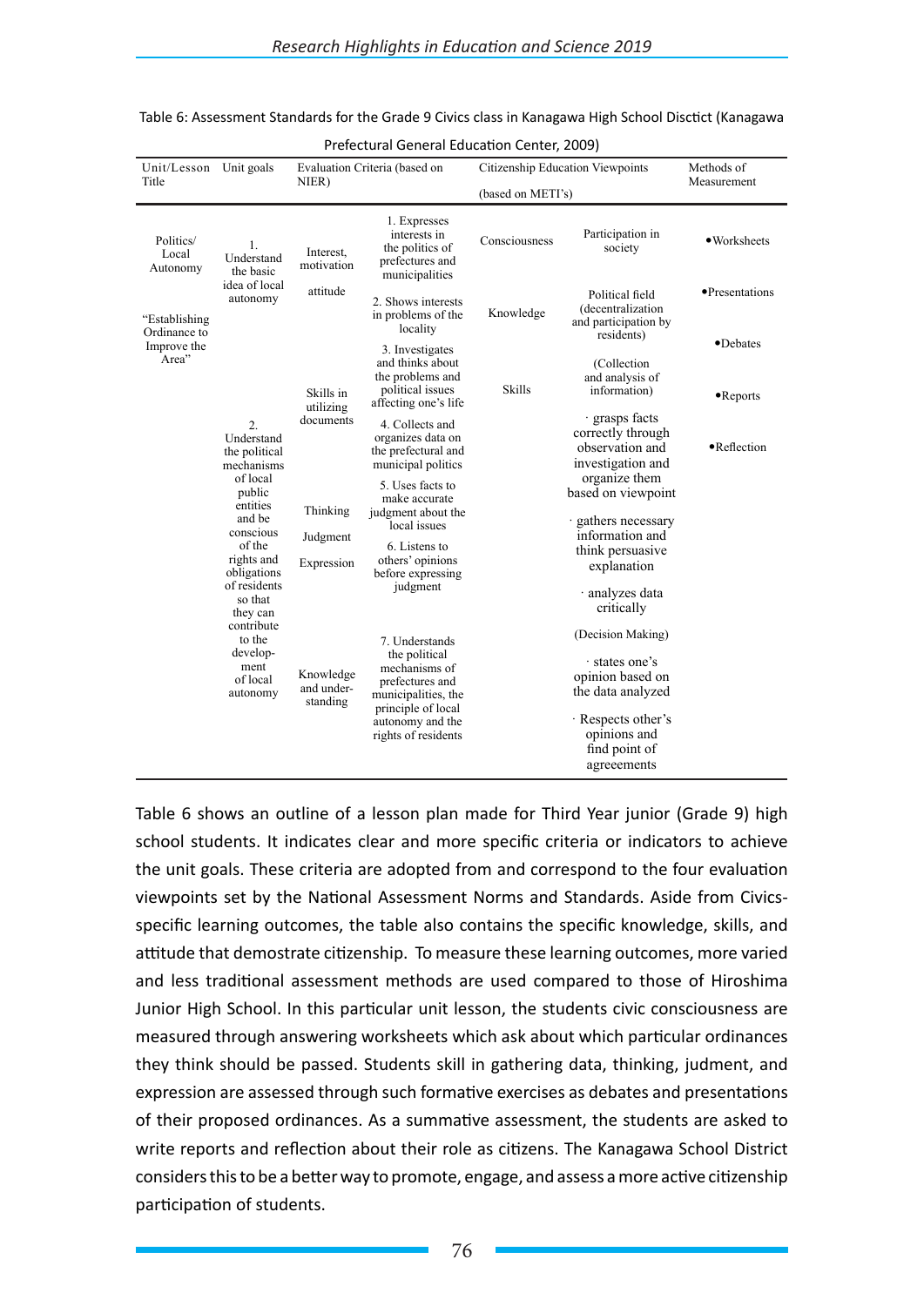Table 6: Assessment Standards for the Grade 9 Civics class in Kanagawa High School Disctict (Kanagawa Prefectural General Education Center, 2009)

| Unit/Lesson Title | Unit goals | Evaluation Criteria (based on NIER) | | Citizenship Education Viewpoints (based on METI's) | | Methods of Measurement |
|---|---|---|---|---|---|---|
| Politics/ Local Autonomy<br><br>"Establishing Ordinance to Improve the Area" | 1. Understand the basic idea of local autonomy | Interest, motivation attitude | 1. Expresses interests in the politics of prefectures and municipalities | Consciousness | Participation in society | •Worksheets |
| | | | 2. Shows interests in problems of the locality | Knowledge | Political field (decentralization and participation by residents) | •Presentations |
| | 2. Understand the political mechanisms of local public entities and be conscious of the rights and obligations of residents so that they can contribute to the develop-ment of local autonomy | Skills in utilizing documents | 3. Investigates and thinks about the problems and political issues affecting one's life | Skills | (Collection and analysis of information) | •Debates |
| | | | 4. Collects and organizes data on the prefectural and municipal politics | | · grasps facts correctly through observation and investigation and organize them based on viewpoint | •Reports |
| | | Thinking Judgment Expression | 5. Uses facts to make accurate judgment about the local issues | | · gathers necessary information and think persuasive explanation | •Reflection |
| | | | 6. Listens to others' opinions before expressing judgment | | · analyzes data critically | |
| | | Knowledge and under-standing | 7. Understands the political mechanisms of prefectures and municipalities, the principle of local autonomy and the rights of residents | | (Decision Making)<br>· states one's opinion based on the data analyzed<br>· Respects other's opinions and find point of agreeements | |

Table 6 shows an outline of a lesson plan made for Third Year junior (Grade 9) high school students. It indicates clear and more specific criteria or indicators to achieve the unit goals. These criteria are adopted from and correspond to the four evaluation viewpoints set by the National Assessment Norms and Standards. Aside from Civics-specific learning outcomes, the table also contains the specific knowledge, skills, and attitude that demostrate citizenship. To measure these learning outcomes, more varied and less traditional assessment methods are used compared to those of Hiroshima Junior High School. In this particular unit lesson, the students civic consciousness are measured through answering worksheets which ask about which particular ordinances they think should be passed. Students skill in gathering data, thinking, judment, and expression are assessed through such formative exercises as debates and presentations of their proposed ordinances. As a summative assessment, the students are asked to write reports and reflection about their role as citizens. The Kanagawa School District considers this to be a better way to promote, engage, and assess a more active citizenship participation of students.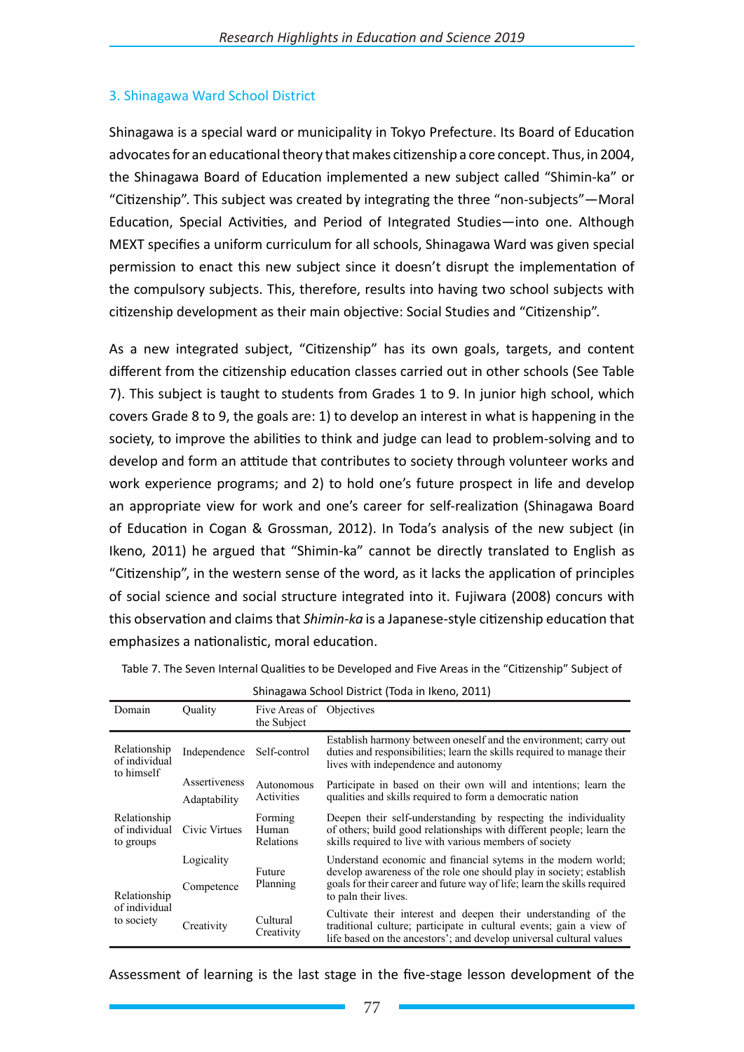## 3. Shinagawa Ward School District

Shinagawa is a special ward or municipality in Tokyo Prefecture. Its Board of Education advocates for an educational theory that makes citizenship a core concept. Thus, in 2004, the Shinagawa Board of Education implemented a new subject called "Shimin-ka" or "Citizenship". This subject was created by integrating the three "non-subjects"—Moral Education, Special Activities, and Period of Integrated Studies—into one. Although MEXT specifies a uniform curriculum for all schools, Shinagawa Ward was given special permission to enact this new subject since it doesn't disrupt the implementation of the compulsory subjects. This, therefore, results into having two school subjects with citizenship development as their main objective: Social Studies and "Citizenship".

As a new integrated subject, "Citizenship" has its own goals, targets, and content different from the citizenship education classes carried out in other schools (See Table 7). This subject is taught to students from Grades 1 to 9. In junior high school, which covers Grade 8 to 9, the goals are: 1) to develop an interest in what is happening in the society, to improve the abilities to think and judge can lead to problem-solving and to develop and form an attitude that contributes to society through volunteer works and work experience programs; and 2) to hold one's future prospect in life and develop an appropriate view for work and one's career for self-realization (Shinagawa Board of Education in Cogan & Grossman, 2012). In Toda's analysis of the new subject (in Ikeno, 2011) he argued that "Shimin-ka" cannot be directly translated to English as "Citizenship", in the western sense of the word, as it lacks the application of principles of social science and social structure integrated into it. Fujiwara (2008) concurs with this observation and claims that *Shimin-ka* is a Japanese-style citizenship education that emphasizes a nationalistic, moral education.

Table 7. The Seven Internal Qualities to be Developed and Five Areas in the "Citizenship" Subject of Shinagawa School District (Toda in Ikeno, 2011)

| Domain | Quality | Five Areas of the Subject | Objectives |
|---|---|---|---|
| Relationship of individual to himself | Independence | Self-control | Establish harmony between oneself and the environment; carry out duties and responsibilities; learn the skills required to manage their lives with independence and autonomy |
| | Assertiveness<br>Adaptability | Autonomous Activities | Participate in based on their own will and intentions; learn the qualities and skills required to form a democratic nation |
| Relationship of individual to groups | Civic Virtues | Forming Human Relations | Deepen their self-understanding by respecting the individuality of others; build good relationships with different people; learn the skills required to live with various members of society |
| Relationship of individual to society | Logicality<br>Competence | Future Planning | Understand economic and financial sytems in the modern world; develop awareness of the role one should play in society; establish goals for their career and future way of life; learn the skills required to paln their lives. |
| | Creativity | Cultural Creativity | Cultivate their interest and deepen their understanding of the traditional culture; participate in cultural events; gain a view of life based on the ancestors'; and develop universal cultural values |

Assessment of learning is the last stage in the five-stage lesson development of the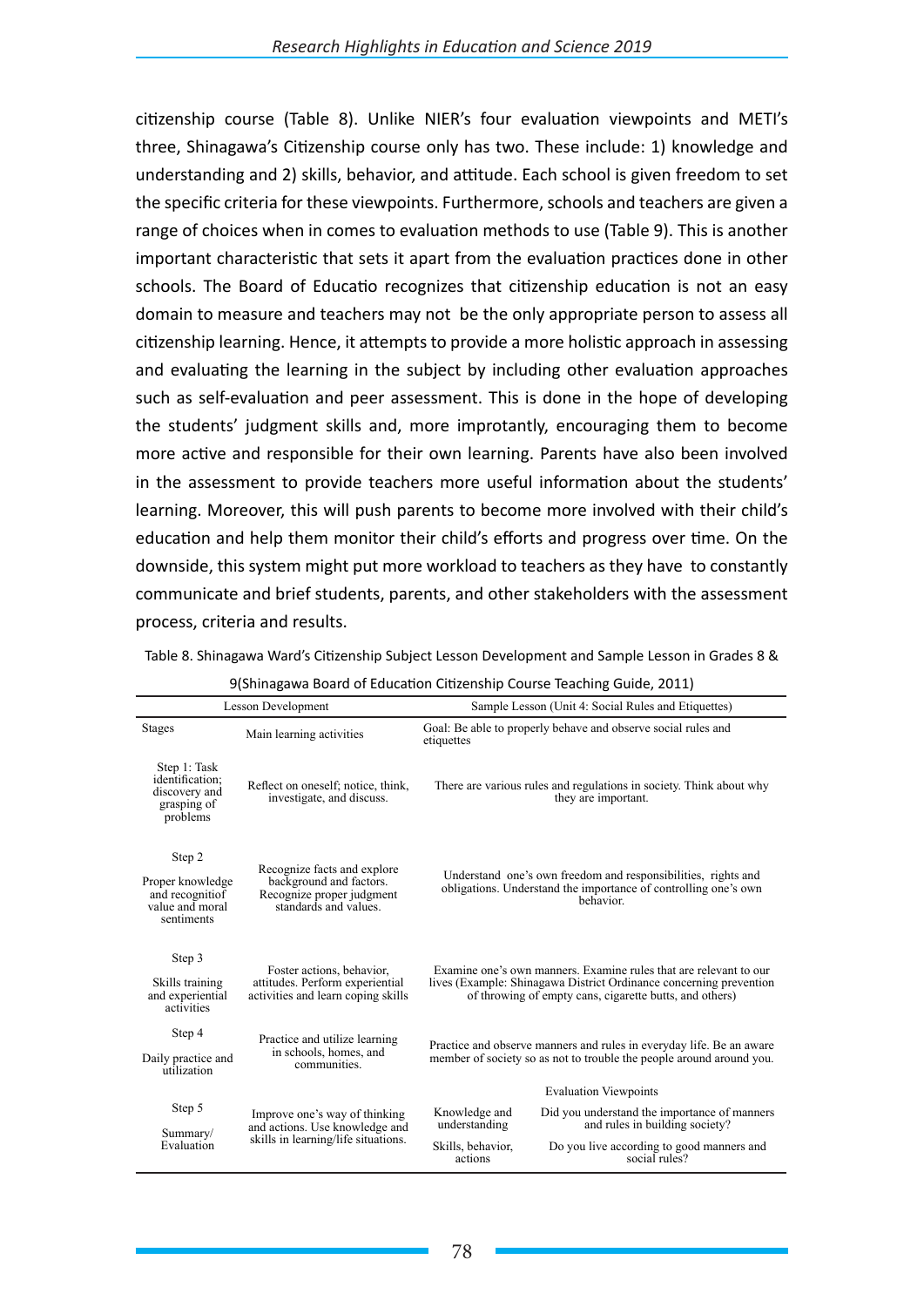citizenship course (Table 8). Unlike NIER's four evaluation viewpoints and METI's three, Shinagawa's Citizenship course only has two. These include: 1) knowledge and understanding and 2) skills, behavior, and attitude. Each school is given freedom to set the specific criteria for these viewpoints. Furthermore, schools and teachers are given a range of choices when in comes to evaluation methods to use (Table 9). This is another important characteristic that sets it apart from the evaluation practices done in other schools. The Board of Educatio recognizes that citizenship education is not an easy domain to measure and teachers may not be the only appropriate person to assess all citizenship learning. Hence, it attempts to provide a more holistic approach in assessing and evaluating the learning in the subject by including other evaluation approaches such as self-evaluation and peer assessment. This is done in the hope of developing the students' judgment skills and, more improtantly, encouraging them to become more active and responsible for their own learning. Parents have also been involved in the assessment to provide teachers more useful information about the students' learning. Moreover, this will push parents to become more involved with their child's education and help them monitor their child's efforts and progress over time. On the downside, this system might put more workload to teachers as they have to constantly communicate and brief students, parents, and other stakeholders with the assessment process, criteria and results.

Table 8. Shinagawa Ward's Citizenship Subject Lesson Development and Sample Lesson in Grades 8 & 9(Shinagawa Board of Education Citizenship Course Teaching Guide, 2011)

| Lesson Development | | Sample Lesson (Unit 4: Social Rules and Etiquettes) | |
|---|---|---|---|
| Stages | Main learning activities | Goal: Be able to properly behave and observe social rules and etiquettes | |
| Step 1: Task identification; discovery and grasping of problems | Reflect on oneself; notice, think, investigate, and discuss. | There are various rules and regulations in society. Think about why they are important. | |
| Step 2<br>Proper knowledge and recognitiof value and moral sentiments | Recognize facts and explore background and factors. Recognize proper judgment standards and values. | Understand one's own freedom and responsibilities, rights and obligations. Understand the importance of controlling one's own behavior. | |
| Step 3<br>Skills training and experiential activities | Foster actions, behavior, attitudes. Perform experiential activities and learn coping skills | Examine one's own manners. Examine rules that are relevant to our lives (Example: Shinagawa District Ordinance concerning prevention of throwing of empty cans, cigarette butts, and others) | |
| Step 4<br>Daily practice and utilization | Practice and utilize learning in schools, homes, and communities. | Practice and observe manners and rules in everyday life. Be an aware member of society so as not to trouble the people around around you. | |
| | | Evaluation Viewpoints | |
| Step 5<br>Summary/ Evaluation | Improve one's way of thinking and actions. Use knowledge and skills in learning/life situations. | Knowledge and understanding | Did you understand the importance of manners and rules in building society? |
| | | Skills, behavior, actions | Do you live according to good manners and social rules? |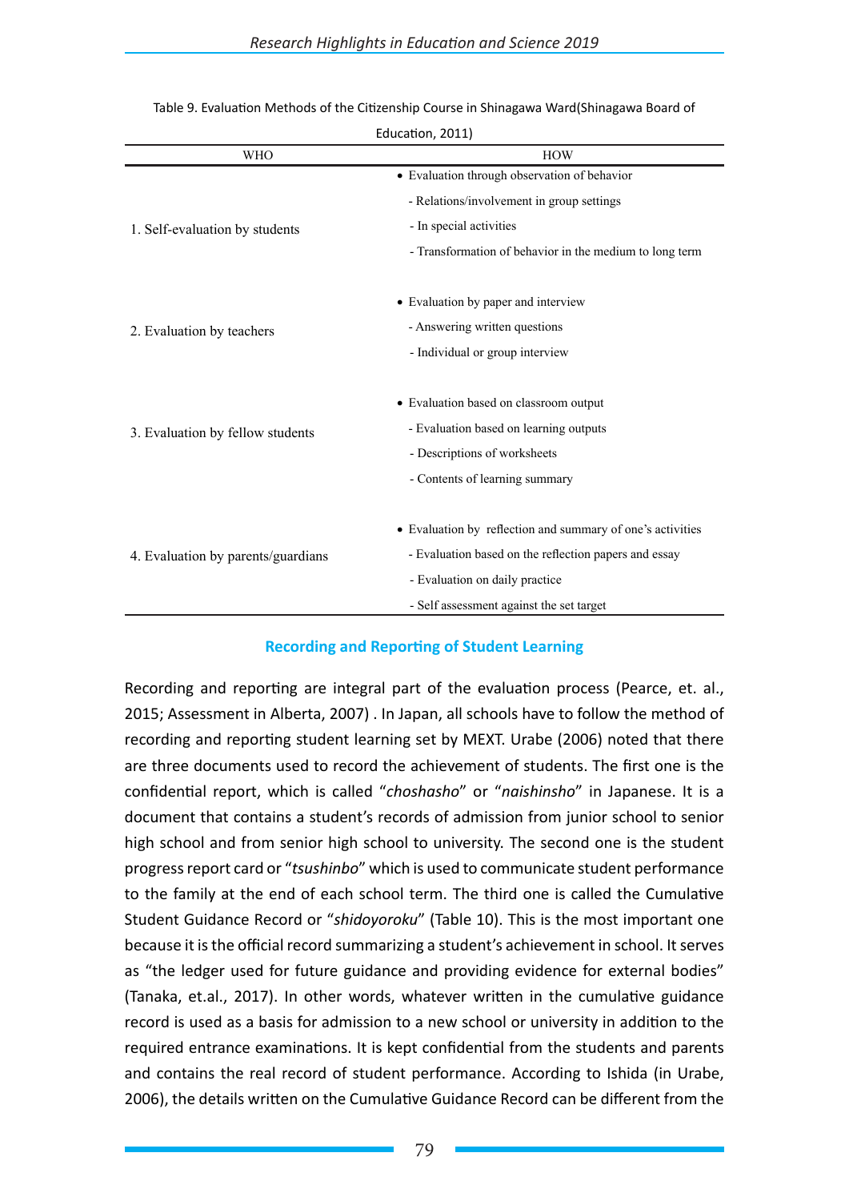Table 9. Evaluation Methods of the Citizenship Course in Shinagawa Ward(Shinagawa Board of Education, 2011)

| WHO | HOW |
|---|---|
| 1. Self-evaluation by students | • Evaluation through observation of behavior<br>- Relations/involvement in group settings<br>- In special activities<br>- Transformation of behavior in the medium to long term |
| 2. Evaluation by teachers | • Evaluation by paper and interview<br>- Answering written questions<br>- Individual or group interview |
| 3. Evaluation by fellow students | • Evaluation based on classroom output<br>- Evaluation based on learning outputs<br>- Descriptions of worksheets<br>- Contents of learning summary |
| 4. Evaluation by parents/guardians | • Evaluation by reflection and summary of one's activities<br>- Evaluation based on the reflection papers and essay<br>- Evaluation on daily practice<br>- Self assessment against the set target |

## Recording and Reporting of Student Learning

Recording and reporting are integral part of the evaluation process (Pearce, et. al., 2015; Assessment in Alberta, 2007) . In Japan, all schools have to follow the method of recording and reporting student learning set by MEXT. Urabe (2006) noted that there are three documents used to record the achievement of students. The first one is the confidential report, which is called "*choshasho*" or "*naishinsho*" in Japanese. It is a document that contains a student's records of admission from junior school to senior high school and from senior high school to university. The second one is the student progress report card or "*tsushinbo*" which is used to communicate student performance to the family at the end of each school term. The third one is called the Cumulative Student Guidance Record or "*shidoyoroku*" (Table 10). This is the most important one because it is the official record summarizing a student's achievement in school. It serves as "the ledger used for future guidance and providing evidence for external bodies" (Tanaka, et.al., 2017). In other words, whatever written in the cumulative guidance record is used as a basis for admission to a new school or university in addition to the required entrance examinations. It is kept confidential from the students and parents and contains the real record of student performance. According to Ishida (in Urabe, 2006), the details written on the Cumulative Guidance Record can be different from the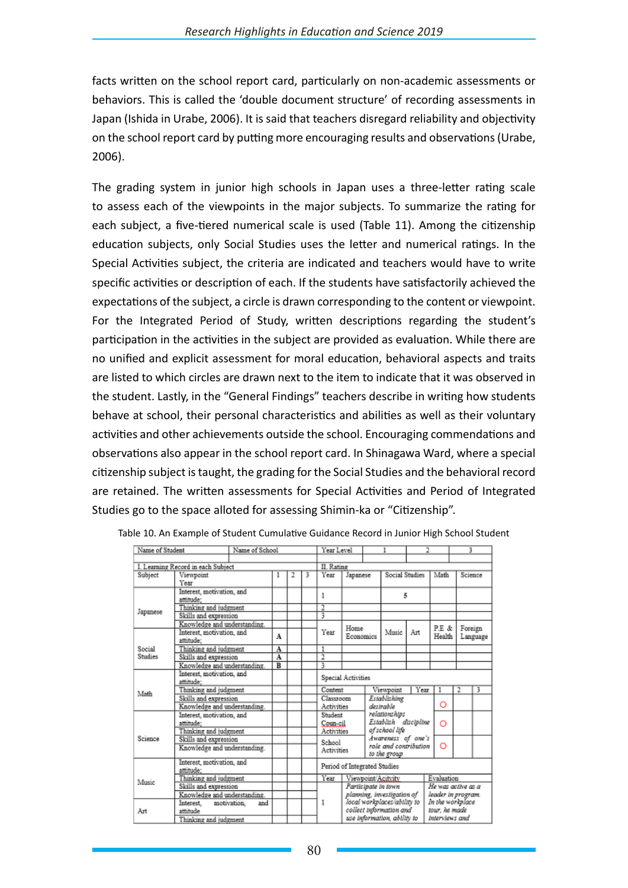facts written on the school report card, particularly on non-academic assessments or behaviors. This is called the 'double document structure' of recording assessments in Japan (Ishida in Urabe, 2006). It is said that teachers disregard reliability and objectivity on the school report card by putting more encouraging results and observations (Urabe, 2006).

The grading system in junior high schools in Japan uses a three-letter rating scale to assess each of the viewpoints in the major subjects. To summarize the rating for each subject, a five-tiered numerical scale is used (Table 11). Among the citizenship education subjects, only Social Studies uses the letter and numerical ratings. In the Special Activities subject, the criteria are indicated and teachers would have to write specific activities or description of each. If the students have satisfactorily achieved the expectations of the subject, a circle is drawn corresponding to the content or viewpoint. For the Integrated Period of Study, written descriptions regarding the student's participation in the activities in the subject are provided as evaluation. While there are no unified and explicit assessment for moral education, behavioral aspects and traits are listed to which circles are drawn next to the item to indicate that it was observed in the student. Lastly, in the "General Findings" teachers describe in writing how students behave at school, their personal characteristics and abilities as well as their voluntary activities and other achievements outside the school. Encouraging commendations and observations also appear in the school report card. In Shinagawa Ward, where a special citizenship subject is taught, the grading for the Social Studies and the behavioral record are retained. The written assessments for Special Activities and Period of Integrated Studies go to the space alloted for assessing Shimin-ka or "Citizenship".

Table 10. An Example of Student Cumulative Guidance Record in Junior High School Student

| Name of Student | | Name of School | | | Year Level | 1 | 2 | 3 |
|---|---|---|---|---|---|---|---|---|

**I. Learning Record in each Subject**

| Subject | Viewpoint / Year | 1 | 2 | 3 |
|---|---|---|---|---|
| Japanese | Interest, motivation, and attitude; | | | |
| | Thinking and judgment | | | |
| | Skills and expression | | | |
| | Knowledge and understanding. | | | |
| Social Studies | Interest, motivation, and attitude; | A | | |
| | Thinking and judgment | A | | |
| | Skills and expression | A | | |
| | Knowledge and understanding. | B | | |
| Math | Interest, motivation, and attitude; | | | |
| | Thinking and judgment | | | |
| | Skills and expression | | | |
| | Knowledge and understanding. | | | |
| Science | Interest, motivation, and attitude; | | | |
| | Thinking and judgment | | | |
| | Skills and expression | | | |
| | Knowledge and understanding. | | | |
| Music | Interest, motivation, and attitude; | | | |
| | Thinking and judgment | | | |
| | Skills and expression | | | |
| | Knowledge and understanding. | | | |
| Art | Interest, motivation, and attitude | | | |
| | Thinking and judgment | | | |

**II. Rating**

| Year | Japanese | Social Studies | Math | Science |
|---|---|---|---|---|
| 1 | | 5 | | |
| 2 | | | | |
| 3 | | | | |

| Year | Home Economics | Music | Art | P.E & Health | Foreign Language |
|---|---|---|---|---|---|
| 1 | | | | | |
| 2 | | | | | |
| 3 | | | | | |

**Special Activities**

| Content | Viewpoint / Year | 1 | 2 | 3 |
|---|---|---|---|---|
| Classroom Activities | *Establishing desirable relationships* | ○ | | |
| Student Coun-cil Activities | *Establish discipline of school life* | ○ | | |
| School Activities | *Awareness of one's role and contribution to the group* | ○ | | |

**Period of Integrated Studies**

| Year | Viewpoint/Acitvity | Evaluation |
|---|---|---|
| 1 | *Participate in town planning, investigation of local workplaces/ability to collect information and use information, ability to* | *He was active as a leader in program. In the workplace tour, he made interviews and* |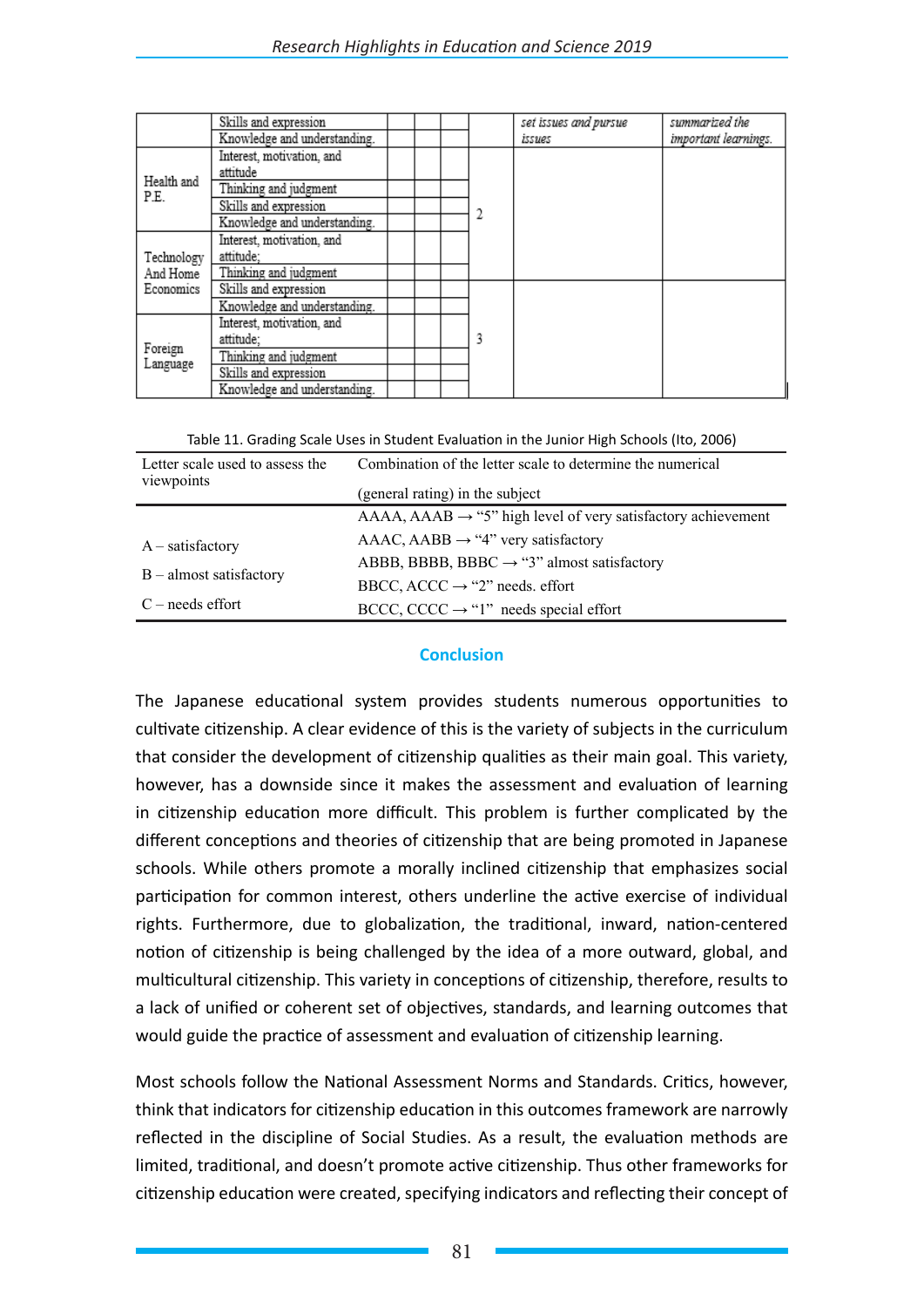|  | Skills and expression |  |  |  |  | *set issues and pursue issues* | *summarized the important learnings.* |
|---|---|---|---|---|---|---|---|
|  | Knowledge and understanding. |  |  |  |  |  |  |
| Health and P.E. | Interest, motivation, and attitude |  |  |  | 2 |  |  |
|  | Thinking and judgment |  |  |  |  |  |  |
|  | Skills and expression |  |  |  |  |  |  |
|  | Knowledge and understanding. |  |  |  |  |  |  |
| Technology And Home Economics | Interest, motivation, and attitude; |  |  |  |  |  |  |
|  | Thinking and judgment |  |  |  |  |  |  |
|  | Skills and expression |  |  |  | 3 |  |  |
|  | Knowledge and understanding. |  |  |  |  |  |  |
| Foreign Language | Interest, motivation, and attitude; |  |  |  |  |  |  |
|  | Thinking and judgment |  |  |  |  |  |  |
|  | Skills and expression |  |  |  |  |  |  |
|  | Knowledge and understanding. |  |  |  |  |  |  |

Table 11. Grading Scale Uses in Student Evaluation in the Junior High Schools (Ito, 2006)

| Letter scale used to assess the viewpoints | Combination of the letter scale to determine the numerical (general rating) in the subject |
|---|---|
| A – satisfactory | AAAA, AAAB → "5" high level of very satisfactory achievement |
|  | AAAC, AABB → "4" very satisfactory |
| B – almost satisfactory | ABBB, BBBB, BBBC → "3" almost satisfactory |
|  | BBCC, ACCC → "2" needs. effort |
| C – needs effort | BCCC, CCCC → "1" needs special effort |

## Conclusion

The Japanese educational system provides students numerous opportunities to cultivate citizenship. A clear evidence of this is the variety of subjects in the curriculum that consider the development of citizenship qualities as their main goal. This variety, however, has a downside since it makes the assessment and evaluation of learning in citizenship education more difficult. This problem is further complicated by the different conceptions and theories of citizenship that are being promoted in Japanese schools. While others promote a morally inclined citizenship that emphasizes social participation for common interest, others underline the active exercise of individual rights. Furthermore, due to globalization, the traditional, inward, nation-centered notion of citizenship is being challenged by the idea of a more outward, global, and multicultural citizenship. This variety in conceptions of citizenship, therefore, results to a lack of unified or coherent set of objectives, standards, and learning outcomes that would guide the practice of assessment and evaluation of citizenship learning.

Most schools follow the National Assessment Norms and Standards. Critics, however, think that indicators for citizenship education in this outcomes framework are narrowly reflected in the discipline of Social Studies. As a result, the evaluation methods are limited, traditional, and doesn't promote active citizenship. Thus other frameworks for citizenship education were created, specifying indicators and reflecting their concept of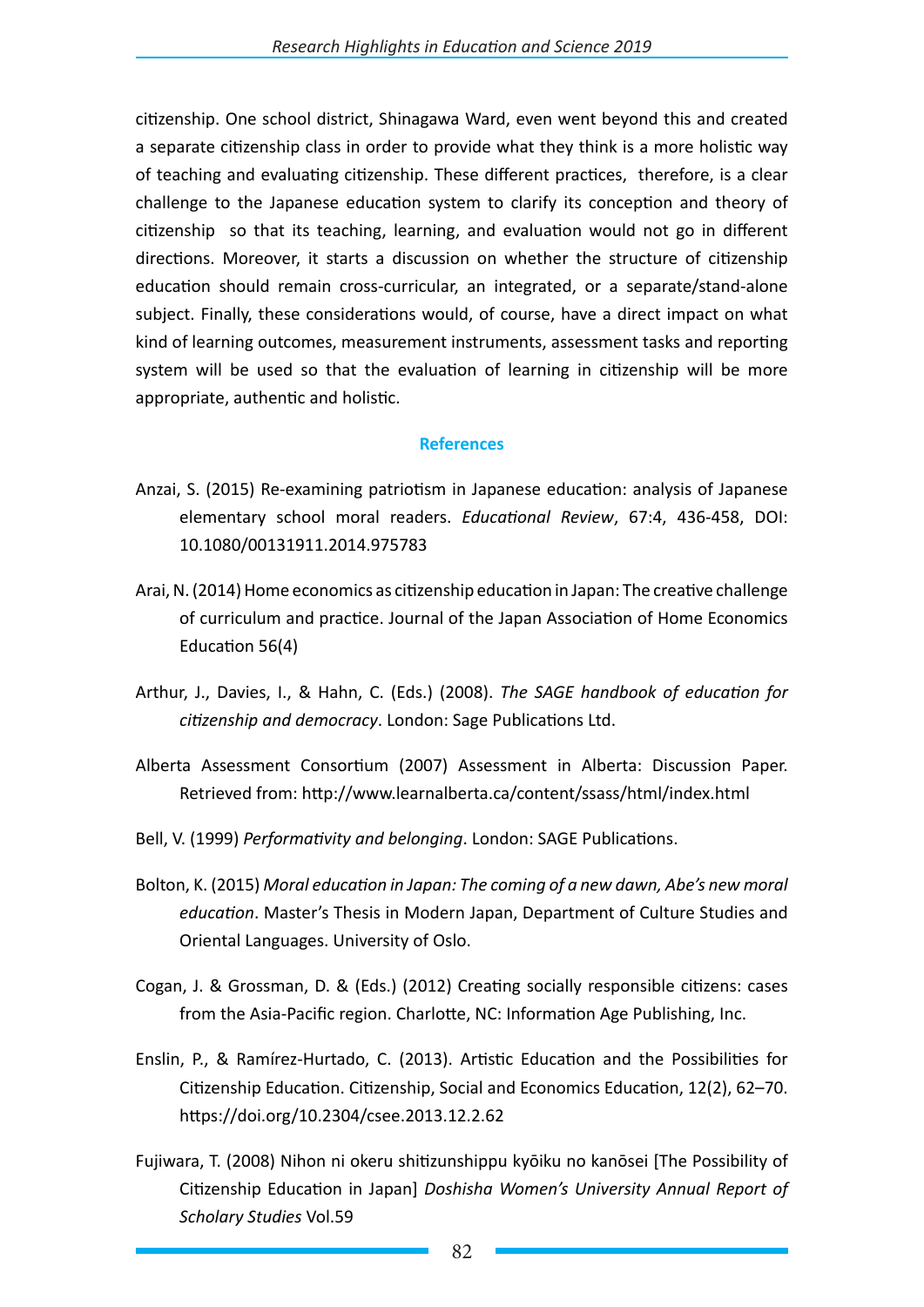citizenship. One school district, Shinagawa Ward, even went beyond this and created a separate citizenship class in order to provide what they think is a more holistic way of teaching and evaluating citizenship. These different practices, therefore, is a clear challenge to the Japanese education system to clarify its conception and theory of citizenship so that its teaching, learning, and evaluation would not go in different directions. Moreover, it starts a discussion on whether the structure of citizenship education should remain cross-curricular, an integrated, or a separate/stand-alone subject. Finally, these considerations would, of course, have a direct impact on what kind of learning outcomes, measurement instruments, assessment tasks and reporting system will be used so that the evaluation of learning in citizenship will be more appropriate, authentic and holistic.

## References

Anzai, S. (2015) Re-examining patriotism in Japanese education: analysis of Japanese elementary school moral readers. *Educational Review*, 67:4, 436-458, DOI: 10.1080/00131911.2014.975783

Arai, N. (2014) Home economics as citizenship education in Japan: The creative challenge of curriculum and practice. Journal of the Japan Association of Home Economics Education 56(4)

Arthur, J., Davies, I., & Hahn, C. (Eds.) (2008). *The SAGE handbook of education for citizenship and democracy*. London: Sage Publications Ltd.

Alberta Assessment Consortium (2007) Assessment in Alberta: Discussion Paper. Retrieved from: http://www.learnalberta.ca/content/ssass/html/index.html

Bell, V. (1999) *Performativity and belonging*. London: SAGE Publications.

Bolton, K. (2015) *Moral education in Japan: The coming of a new dawn, Abe's new moral education*. Master's Thesis in Modern Japan, Department of Culture Studies and Oriental Languages. University of Oslo.

Cogan, J. & Grossman, D. & (Eds.) (2012) Creating socially responsible citizens: cases from the Asia-Pacific region. Charlotte, NC: Information Age Publishing, Inc.

Enslin, P., & Ramírez-Hurtado, C. (2013). Artistic Education and the Possibilities for Citizenship Education. Citizenship, Social and Economics Education, 12(2), 62–70. https://doi.org/10.2304/csee.2013.12.2.62

Fujiwara, T. (2008) Nihon ni okeru shitizunshippu kyōiku no kanōsei [The Possibility of Citizenship Education in Japan] *Doshisha Women's University Annual Report of Scholary Studies* Vol.59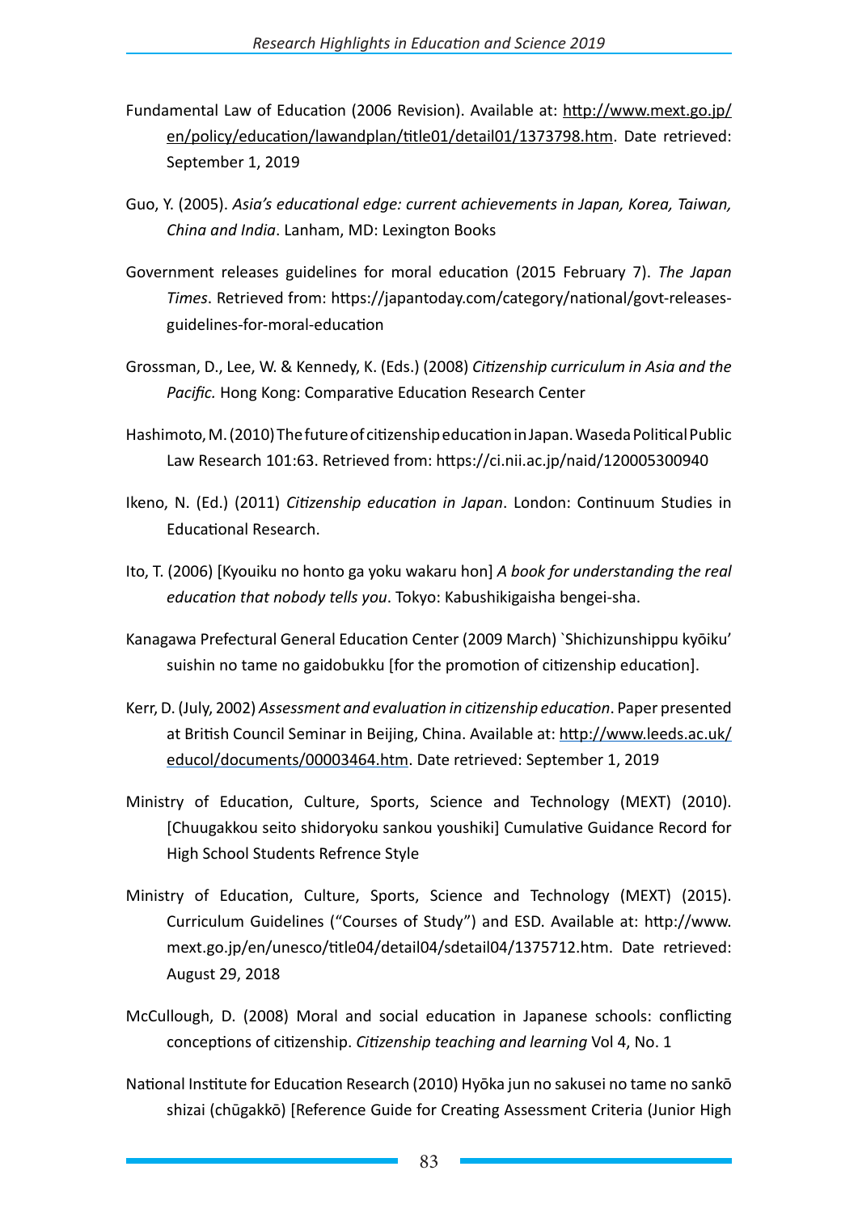Fundamental Law of Education (2006 Revision). Available at: http://www.mext.go.jp/en/policy/education/lawandplan/title01/detail01/1373798.htm. Date retrieved: September 1, 2019

Guo, Y. (2005). *Asia's educational edge: current achievements in Japan, Korea, Taiwan, China and India*. Lanham, MD: Lexington Books

Government releases guidelines for moral education (2015 February 7). *The Japan Times*. Retrieved from: https://japantoday.com/category/national/govt-releases-guidelines-for-moral-education

Grossman, D., Lee, W. & Kennedy, K. (Eds.) (2008) *Citizenship curriculum in Asia and the Pacific.* Hong Kong: Comparative Education Research Center

Hashimoto, M. (2010) The future of citizenship education in Japan. Waseda Political Public Law Research 101:63. Retrieved from: https://ci.nii.ac.jp/naid/120005300940

Ikeno, N. (Ed.) (2011) *Citizenship education in Japan*. London: Continuum Studies in Educational Research.

Ito, T. (2006) [Kyouiku no honto ga yoku wakaru hon] *A book for understanding the real education that nobody tells you*. Tokyo: Kabushikigaisha bengei-sha.

Kanagawa Prefectural General Education Center (2009 March) `Shichizunshippu kyōiku' suishin no tame no gaidobukku [for the promotion of citizenship education].

Kerr, D. (July, 2002) *Assessment and evaluation in citizenship education*. Paper presented at British Council Seminar in Beijing, China. Available at: http://www.leeds.ac.uk/educol/documents/00003464.htm. Date retrieved: September 1, 2019

Ministry of Education, Culture, Sports, Science and Technology (MEXT) (2010). [Chuugakkou seito shidoryoku sankou youshiki] Cumulative Guidance Record for High School Students Refrence Style

Ministry of Education, Culture, Sports, Science and Technology (MEXT) (2015). Curriculum Guidelines ("Courses of Study") and ESD. Available at: http://www.mext.go.jp/en/unesco/title04/detail04/sdetail04/1375712.htm. Date retrieved: August 29, 2018

McCullough, D. (2008) Moral and social education in Japanese schools: conflicting conceptions of citizenship. *Citizenship teaching and learning* Vol 4, No. 1

National Institute for Education Research (2010) Hyōka jun no sakusei no tame no sankō shizai (chūgakkō) [Reference Guide for Creating Assessment Criteria (Junior High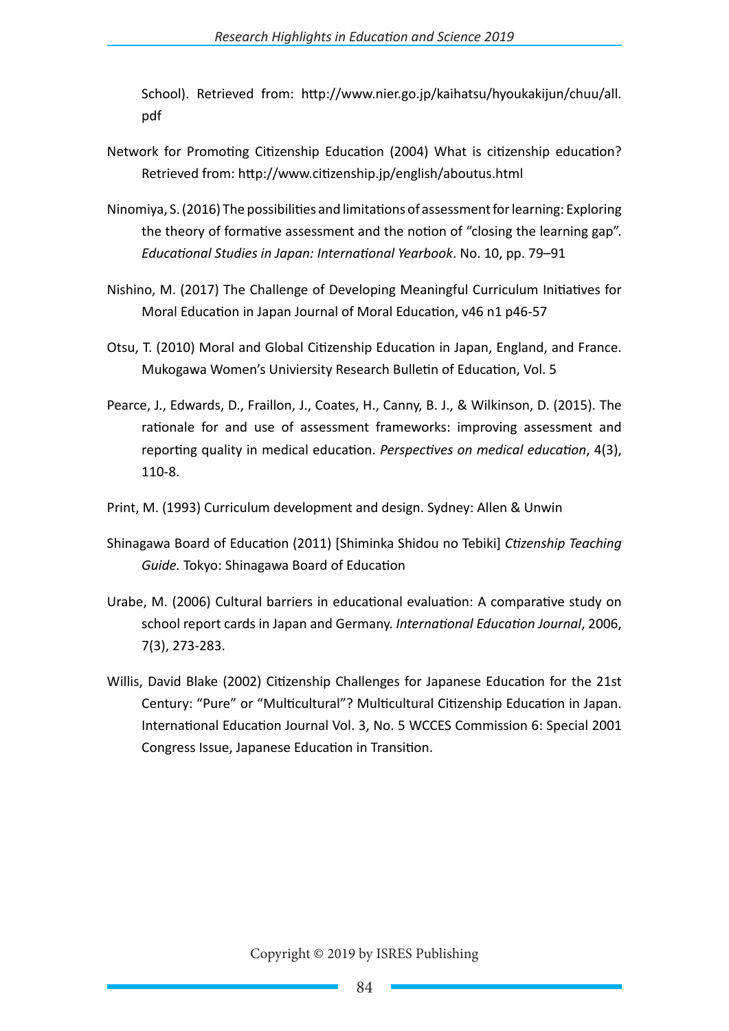School). Retrieved from: http://www.nier.go.jp/kaihatsu/hyoukakijun/chuu/all.pdf

Network for Promoting Citizenship Education (2004) What is citizenship education? Retrieved from: http://www.citizenship.jp/english/aboutus.html

Ninomiya, S. (2016) The possibilities and limitations of assessment for learning: Exploring the theory of formative assessment and the notion of "closing the learning gap". *Educational Studies in Japan: International Yearbook*. No. 10, pp. 79–91

Nishino, M. (2017) The Challenge of Developing Meaningful Curriculum Initiatives for Moral Education in Japan Journal of Moral Education, v46 n1 p46-57

Otsu, T. (2010) Moral and Global Citizenship Education in Japan, England, and France. Mukogawa Women's Univiersity Research Bulletin of Education, Vol. 5

Pearce, J., Edwards, D., Fraillon, J., Coates, H., Canny, B. J., & Wilkinson, D. (2015). The rationale for and use of assessment frameworks: improving assessment and reporting quality in medical education. *Perspectives on medical education*, 4(3), 110-8.

Print, M. (1993) Curriculum development and design. Sydney: Allen & Unwin

Shinagawa Board of Education (2011) [Shiminka Shidou no Tebiki] *Ctizenship Teaching Guide.* Tokyo: Shinagawa Board of Education

Urabe, M. (2006) Cultural barriers in educational evaluation: A comparative study on school report cards in Japan and Germany. *International Education Journal*, 2006, 7(3), 273-283.

Willis, David Blake (2002) Citizenship Challenges for Japanese Education for the 21st Century: "Pure" or "Multicultural"? Multicultural Citizenship Education in Japan. International Education Journal Vol. 3, No. 5 WCCES Commission 6: Special 2001 Congress Issue, Japanese Education in Transition.

Copyright © 2019 by ISRES Publishing